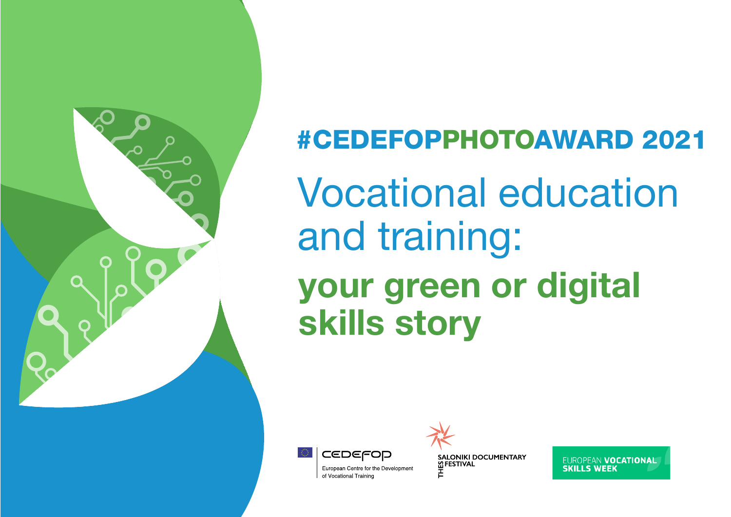# #CEDEFOPPHOTOAWARD 2021

## Vocational education and training:

## **your green or digital skills story**

CEDEFOP
European Centre for the Development of Vocational Training

THESSALONIKI DOCUMENTARY FESTIVAL

EUROPEAN **VOCATIONAL SKILLS WEEK**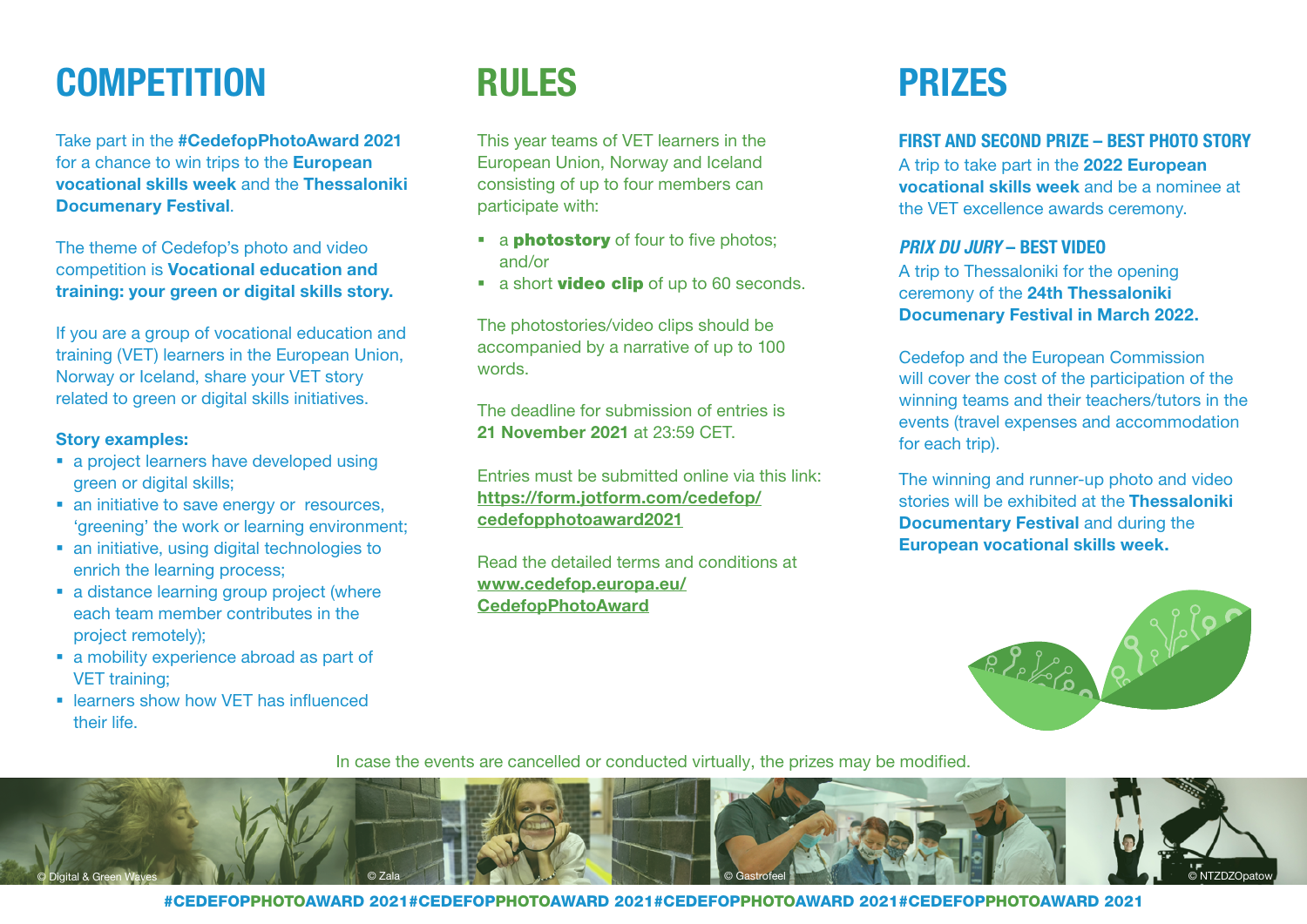# COMPETITION

Take part in the **#CedefopPhotoAward 2021** for a chance to win trips to the **European vocational skills week** and the **Thessaloniki Documenary Festival**.

The theme of Cedefop's photo and video competition is **Vocational education and training: your green or digital skills story.**

If you are a group of vocational education and training (VET) learners in the European Union, Norway or Iceland, share your VET story related to green or digital skills initiatives.

**Story examples:**

- a project learners have developed using green or digital skills;
- an initiative to save energy or resources, 'greening' the work or learning environment;
- an initiative, using digital technologies to enrich the learning process;
- a distance learning group project (where each team member contributes in the project remotely);
- a mobility experience abroad as part of VET training;
- learners show how VET has influenced their life.

# RULES

This year teams of VET learners in the European Union, Norway and Iceland consisting of up to four members can participate with:

- a **photostory** of four to five photos; and/or
- a short **video clip** of up to 60 seconds.

The photostories/video clips should be accompanied by a narrative of up to 100 words.

The deadline for submission of entries is **21 November 2021** at 23:59 CET.

Entries must be submitted online via this link: **https://form.jotform.com/cedefop/cedefopphotoaward2021**

Read the detailed terms and conditions at **www.cedefop.europa.eu/CedefopPhotoAward**

# PRIZES

## FIRST AND SECOND PRIZE – BEST PHOTO STORY

A trip to take part in the **2022 European vocational skills week** and be a nominee at the VET excellence awards ceremony.

## *PRIX DU JURY* – BEST VIDEO

A trip to Thessaloniki for the opening ceremony of the **24th Thessaloniki Documenary Festival in March 2022.**

Cedefop and the European Commission will cover the cost of the participation of the winning teams and their teachers/tutors in the events (travel expenses and accommodation for each trip).

The winning and runner-up photo and video stories will be exhibited at the **Thessaloniki Documentary Festival** and during the **European vocational skills week.**

In case the events are cancelled or conducted virtually, the prizes may be modified.

© Digital & Green Waves © Zala © Gastrofeel © NTZDZOpatow

**#CEDEFOPPHOTOAWARD 2021#CEDEFOPPHOTOAWARD 2021#CEDEFOPPHOTOAWARD 2021#CEDEFOPPHOTOAWARD 2021**